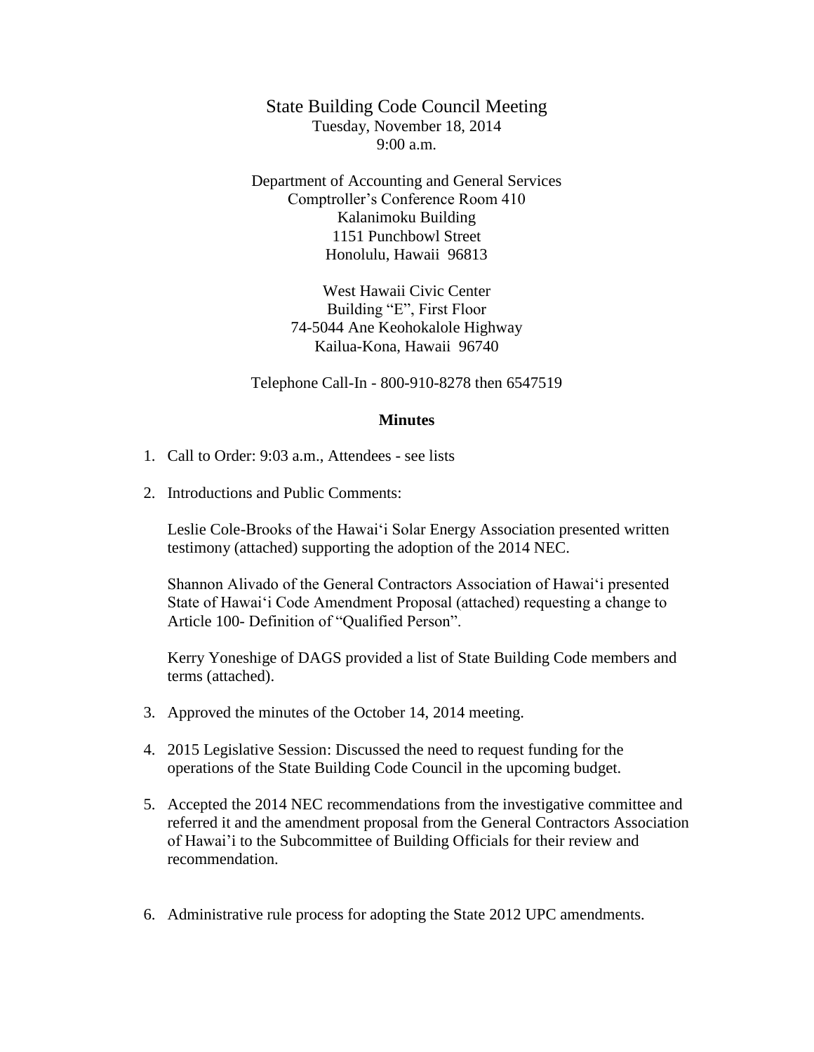# State Building Code Council Meeting

Tuesday, November 18, 2014
9:00 a.m.

Department of Accounting and General Services
Comptroller's Conference Room 410
Kalanimoku Building
1151 Punchbowl Street
Honolulu, Hawaii 96813

West Hawaii Civic Center
Building "E", First Floor
74-5044 Ane Keohokalole Highway
Kailua-Kona, Hawaii 96740

Telephone Call-In - 800-910-8278 then 6547519

**Minutes**

1. Call to Order: 9:03 a.m., Attendees - see lists

2. Introductions and Public Comments:

   Leslie Cole-Brooks of the Hawaiʻi Solar Energy Association presented written testimony (attached) supporting the adoption of the 2014 NEC.

   Shannon Alivado of the General Contractors Association of Hawaiʻi presented State of Hawaiʻi Code Amendment Proposal (attached) requesting a change to Article 100- Definition of "Qualified Person".

   Kerry Yoneshige of DAGS provided a list of State Building Code members and terms (attached).

3. Approved the minutes of the October 14, 2014 meeting.

4. 2015 Legislative Session: Discussed the need to request funding for the operations of the State Building Code Council in the upcoming budget.

5. Accepted the 2014 NEC recommendations from the investigative committee and referred it and the amendment proposal from the General Contractors Association of Hawai'i to the Subcommittee of Building Officials for their review and recommendation.

6. Administrative rule process for adopting the State 2012 UPC amendments.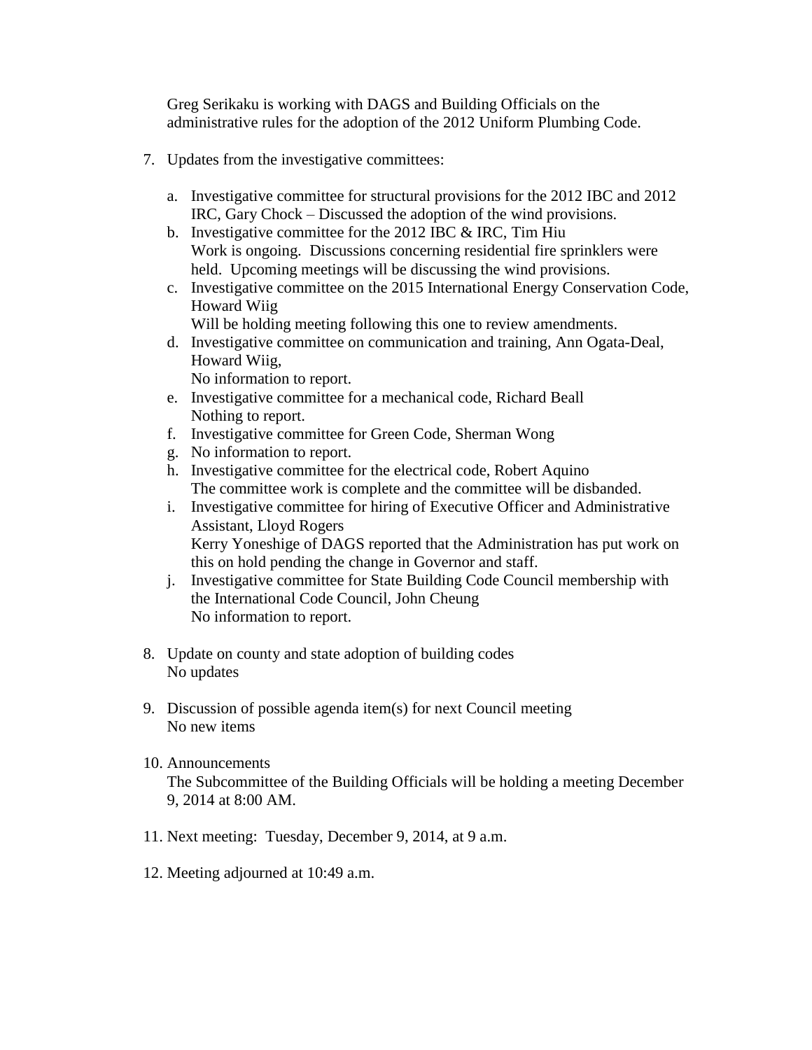Greg Serikaku is working with DAGS and Building Officials on the administrative rules for the adoption of the 2012 Uniform Plumbing Code.

7. Updates from the investigative committees:

   a. Investigative committee for structural provisions for the 2012 IBC and 2012 IRC, Gary Chock – Discussed the adoption of the wind provisions.
   b. Investigative committee for the 2012 IBC & IRC, Tim Hiu
      Work is ongoing. Discussions concerning residential fire sprinklers were held. Upcoming meetings will be discussing the wind provisions.
   c. Investigative committee on the 2015 International Energy Conservation Code, Howard Wiig
      Will be holding meeting following this one to review amendments.
   d. Investigative committee on communication and training, Ann Ogata-Deal, Howard Wiig,
      No information to report.
   e. Investigative committee for a mechanical code, Richard Beall
      Nothing to report.
   f. Investigative committee for Green Code, Sherman Wong
   g. No information to report.
   h. Investigative committee for the electrical code, Robert Aquino
      The committee work is complete and the committee will be disbanded.
   i. Investigative committee for hiring of Executive Officer and Administrative Assistant, Lloyd Rogers
      Kerry Yoneshige of DAGS reported that the Administration has put work on this on hold pending the change in Governor and staff.
   j. Investigative committee for State Building Code Council membership with the International Code Council, John Cheung
      No information to report.

8. Update on county and state adoption of building codes
   No updates

9. Discussion of possible agenda item(s) for next Council meeting
   No new items

10. Announcements
    The Subcommittee of the Building Officials will be holding a meeting December 9, 2014 at 8:00 AM.

11. Next meeting: Tuesday, December 9, 2014, at 9 a.m.

12. Meeting adjourned at 10:49 a.m.